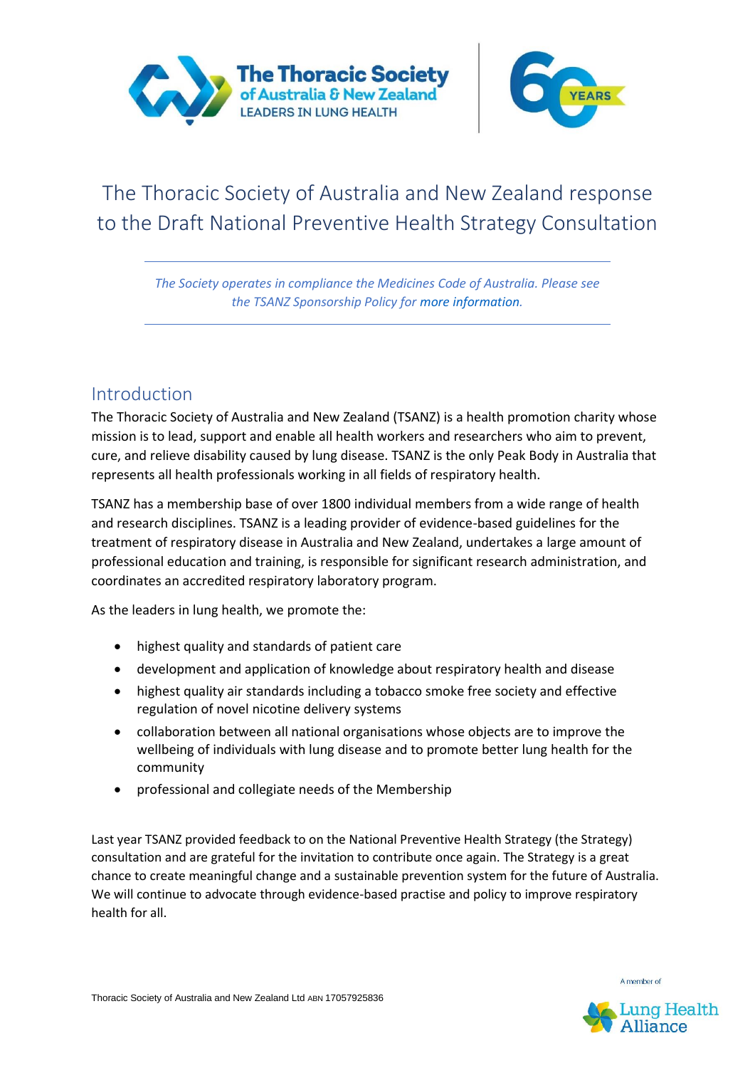# The Thoracic Society of Australia and New Zealand response to the Draft National Preventive Health Strategy Consultation

*The Society operates in compliance the Medicines Code of Australia. Please see the TSANZ Sponsorship Policy for more information.*

## Introduction

The Thoracic Society of Australia and New Zealand (TSANZ) is a health promotion charity whose mission is to lead, support and enable all health workers and researchers who aim to prevent, cure, and relieve disability caused by lung disease. TSANZ is the only Peak Body in Australia that represents all health professionals working in all fields of respiratory health.

TSANZ has a membership base of over 1800 individual members from a wide range of health and research disciplines. TSANZ is a leading provider of evidence-based guidelines for the treatment of respiratory disease in Australia and New Zealand, undertakes a large amount of professional education and training, is responsible for significant research administration, and coordinates an accredited respiratory laboratory program.

As the leaders in lung health, we promote the:

- highest quality and standards of patient care
- development and application of knowledge about respiratory health and disease
- highest quality air standards including a tobacco smoke free society and effective regulation of novel nicotine delivery systems
- collaboration between all national organisations whose objects are to improve the wellbeing of individuals with lung disease and to promote better lung health for the community
- professional and collegiate needs of the Membership

Last year TSANZ provided feedback to on the National Preventive Health Strategy (the Strategy) consultation and are grateful for the invitation to contribute once again. The Strategy is a great chance to create meaningful change and a sustainable prevention system for the future of Australia. We will continue to advocate through evidence-based practise and policy to improve respiratory health for all.

Thoracic Society of Australia and New Zealand Ltd ABN 17057925836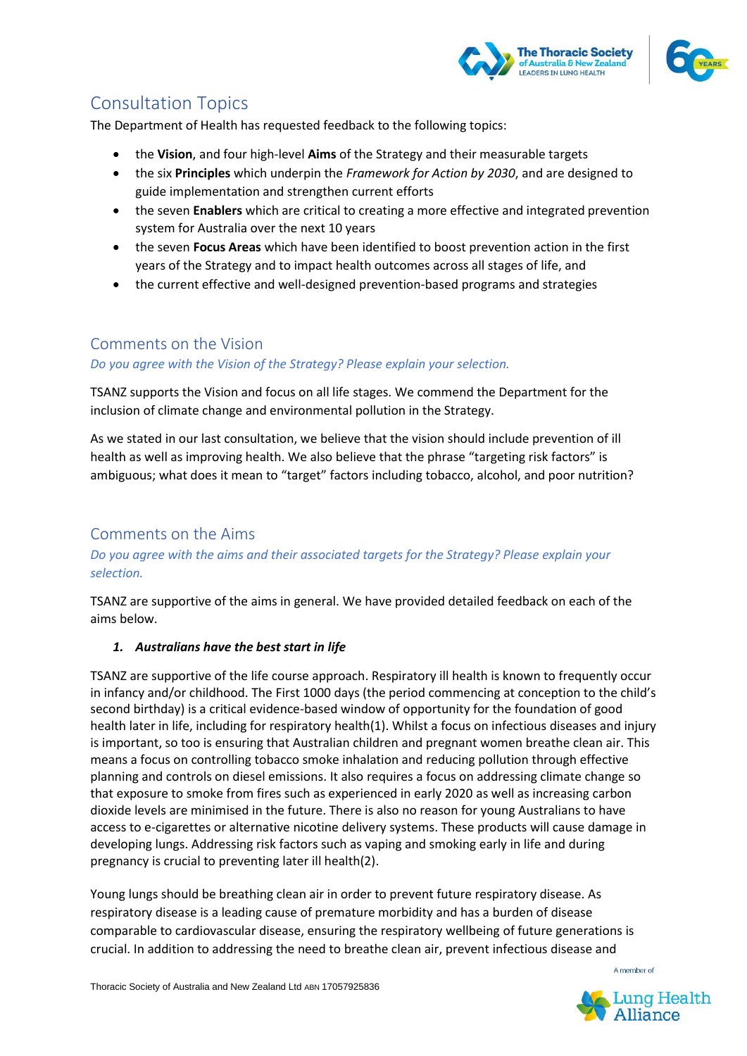## Consultation Topics

The Department of Health has requested feedback to the following topics:

- the **Vision**, and four high-level **Aims** of the Strategy and their measurable targets
- the six **Principles** which underpin the *Framework for Action by 2030*, and are designed to guide implementation and strengthen current efforts
- the seven **Enablers** which are critical to creating a more effective and integrated prevention system for Australia over the next 10 years
- the seven **Focus Areas** which have been identified to boost prevention action in the first years of the Strategy and to impact health outcomes across all stages of life, and
- the current effective and well-designed prevention-based programs and strategies

## Comments on the Vision

*Do you agree with the Vision of the Strategy? Please explain your selection.*

TSANZ supports the Vision and focus on all life stages. We commend the Department for the inclusion of climate change and environmental pollution in the Strategy.

As we stated in our last consultation, we believe that the vision should include prevention of ill health as well as improving health. We also believe that the phrase "targeting risk factors" is ambiguous; what does it mean to "target" factors including tobacco, alcohol, and poor nutrition?

## Comments on the Aims

*Do you agree with the aims and their associated targets for the Strategy? Please explain your selection.*

TSANZ are supportive of the aims in general. We have provided detailed feedback on each of the aims below.

1. ***Australians have the best start in life***

TSANZ are supportive of the life course approach. Respiratory ill health is known to frequently occur in infancy and/or childhood. The First 1000 days (the period commencing at conception to the child's second birthday) is a critical evidence-based window of opportunity for the foundation of good health later in life, including for respiratory health(1). Whilst a focus on infectious diseases and injury is important, so too is ensuring that Australian children and pregnant women breathe clean air. This means a focus on controlling tobacco smoke inhalation and reducing pollution through effective planning and controls on diesel emissions. It also requires a focus on addressing climate change so that exposure to smoke from fires such as experienced in early 2020 as well as increasing carbon dioxide levels are minimised in the future. There is also no reason for young Australians to have access to e-cigarettes or alternative nicotine delivery systems. These products will cause damage in developing lungs. Addressing risk factors such as vaping and smoking early in life and during pregnancy is crucial to preventing later ill health(2).

Young lungs should be breathing clean air in order to prevent future respiratory disease. As respiratory disease is a leading cause of premature morbidity and has a burden of disease comparable to cardiovascular disease, ensuring the respiratory wellbeing of future generations is crucial. In addition to addressing the need to breathe clean air, prevent infectious disease and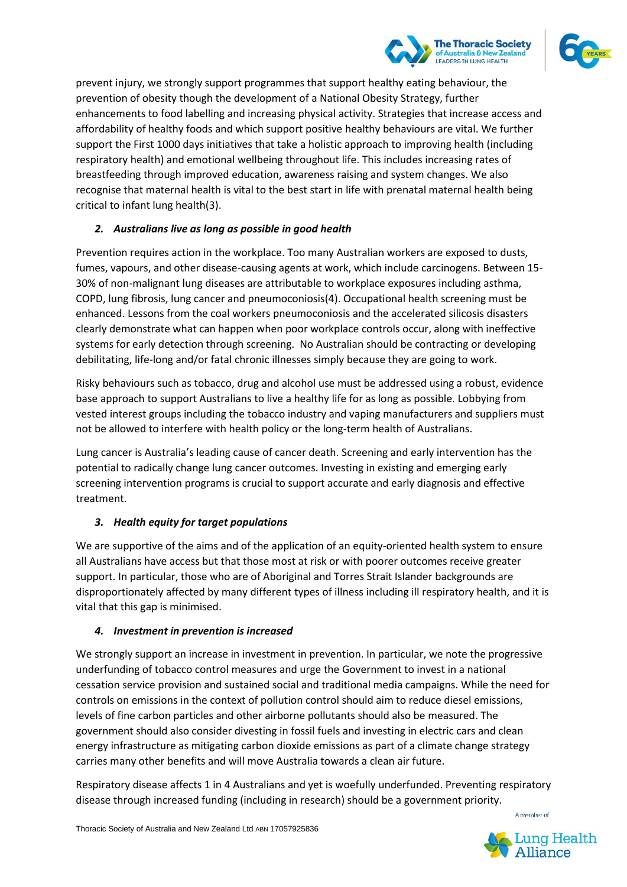prevent injury, we strongly support programmes that support healthy eating behaviour, the prevention of obesity though the development of a National Obesity Strategy, further enhancements to food labelling and increasing physical activity. Strategies that increase access and affordability of healthy foods and which support positive healthy behaviours are vital. We further support the First 1000 days initiatives that take a holistic approach to improving health (including respiratory health) and emotional wellbeing throughout life. This includes increasing rates of breastfeeding through improved education, awareness raising and system changes. We also recognise that maternal health is vital to the best start in life with prenatal maternal health being critical to infant lung health(3).

2. ***Australians live as long as possible in good health***

Prevention requires action in the workplace. Too many Australian workers are exposed to dusts, fumes, vapours, and other disease-causing agents at work, which include carcinogens. Between 15-30% of non-malignant lung diseases are attributable to workplace exposures including asthma, COPD, lung fibrosis, lung cancer and pneumoconiosis(4). Occupational health screening must be enhanced. Lessons from the coal workers pneumoconiosis and the accelerated silicosis disasters clearly demonstrate what can happen when poor workplace controls occur, along with ineffective systems for early detection through screening. No Australian should be contracting or developing debilitating, life-long and/or fatal chronic illnesses simply because they are going to work.

Risky behaviours such as tobacco, drug and alcohol use must be addressed using a robust, evidence base approach to support Australians to live a healthy life for as long as possible. Lobbying from vested interest groups including the tobacco industry and vaping manufacturers and suppliers must not be allowed to interfere with health policy or the long-term health of Australians.

Lung cancer is Australia's leading cause of cancer death. Screening and early intervention has the potential to radically change lung cancer outcomes. Investing in existing and emerging early screening intervention programs is crucial to support accurate and early diagnosis and effective treatment.

3. ***Health equity for target populations***

We are supportive of the aims and of the application of an equity-oriented health system to ensure all Australians have access but that those most at risk or with poorer outcomes receive greater support. In particular, those who are of Aboriginal and Torres Strait Islander backgrounds are disproportionately affected by many different types of illness including ill respiratory health, and it is vital that this gap is minimised.

4. ***Investment in prevention is increased***

We strongly support an increase in investment in prevention. In particular, we note the progressive underfunding of tobacco control measures and urge the Government to invest in a national cessation service provision and sustained social and traditional media campaigns. While the need for controls on emissions in the context of pollution control should aim to reduce diesel emissions, levels of fine carbon particles and other airborne pollutants should also be measured. The government should also consider divesting in fossil fuels and investing in electric cars and clean energy infrastructure as mitigating carbon dioxide emissions as part of a climate change strategy carries many other benefits and will move Australia towards a clean air future.

Respiratory disease affects 1 in 4 Australians and yet is woefully underfunded. Preventing respiratory disease through increased funding (including in research) should be a government priority.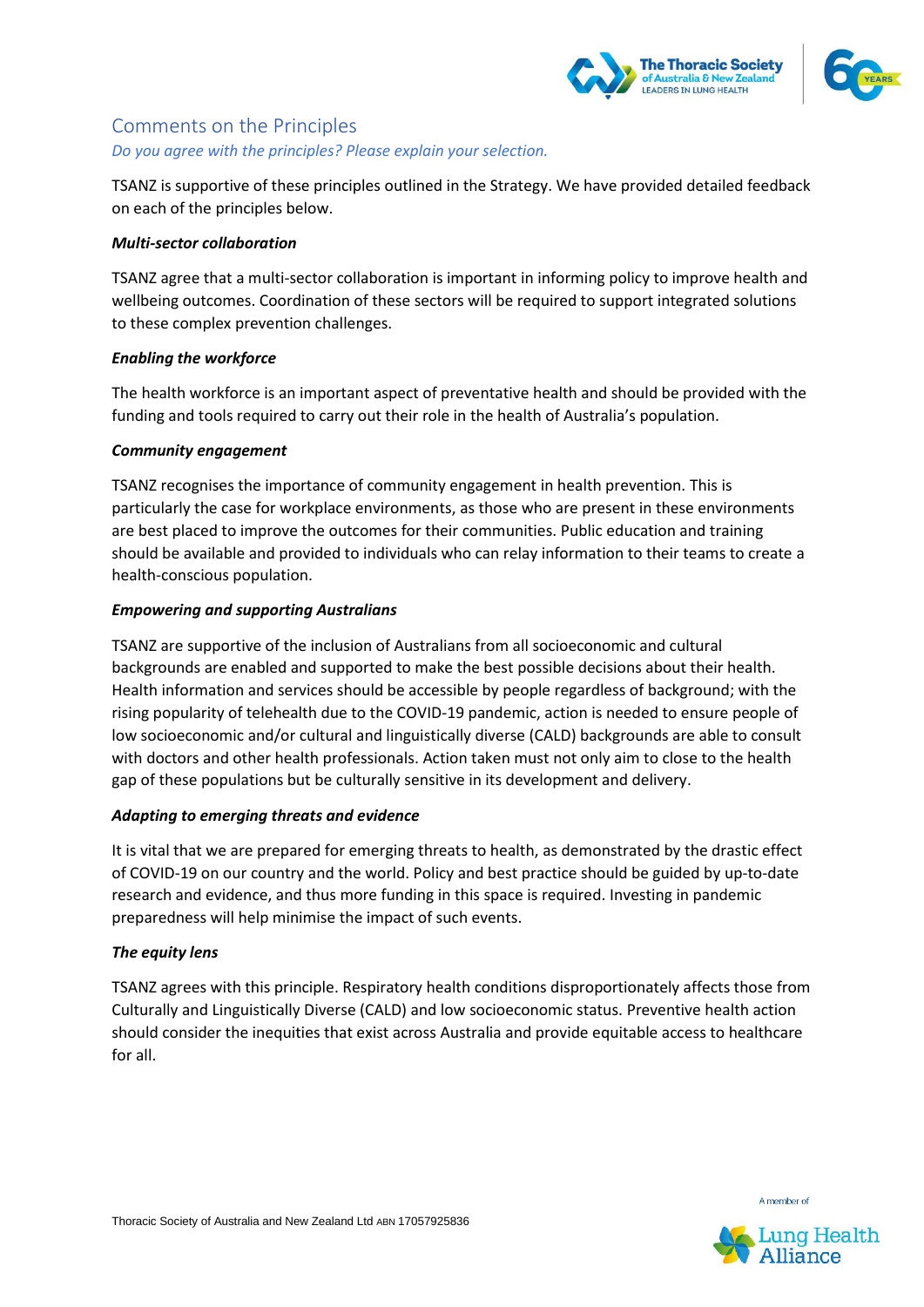## Comments on the Principles

*Do you agree with the principles? Please explain your selection.*

TSANZ is supportive of these principles outlined in the Strategy. We have provided detailed feedback on each of the principles below.

***Multi-sector collaboration***

TSANZ agree that a multi-sector collaboration is important in informing policy to improve health and wellbeing outcomes. Coordination of these sectors will be required to support integrated solutions to these complex prevention challenges.

***Enabling the workforce***

The health workforce is an important aspect of preventative health and should be provided with the funding and tools required to carry out their role in the health of Australia's population.

***Community engagement***

TSANZ recognises the importance of community engagement in health prevention. This is particularly the case for workplace environments, as those who are present in these environments are best placed to improve the outcomes for their communities. Public education and training should be available and provided to individuals who can relay information to their teams to create a health-conscious population.

***Empowering and supporting Australians***

TSANZ are supportive of the inclusion of Australians from all socioeconomic and cultural backgrounds are enabled and supported to make the best possible decisions about their health. Health information and services should be accessible by people regardless of background; with the rising popularity of telehealth due to the COVID-19 pandemic, action is needed to ensure people of low socioeconomic and/or cultural and linguistically diverse (CALD) backgrounds are able to consult with doctors and other health professionals. Action taken must not only aim to close to the health gap of these populations but be culturally sensitive in its development and delivery.

***Adapting to emerging threats and evidence***

It is vital that we are prepared for emerging threats to health, as demonstrated by the drastic effect of COVID-19 on our country and the world. Policy and best practice should be guided by up-to-date research and evidence, and thus more funding in this space is required. Investing in pandemic preparedness will help minimise the impact of such events.

***The equity lens***

TSANZ agrees with this principle. Respiratory health conditions disproportionately affects those from Culturally and Linguistically Diverse (CALD) and low socioeconomic status. Preventive health action should consider the inequities that exist across Australia and provide equitable access to healthcare for all.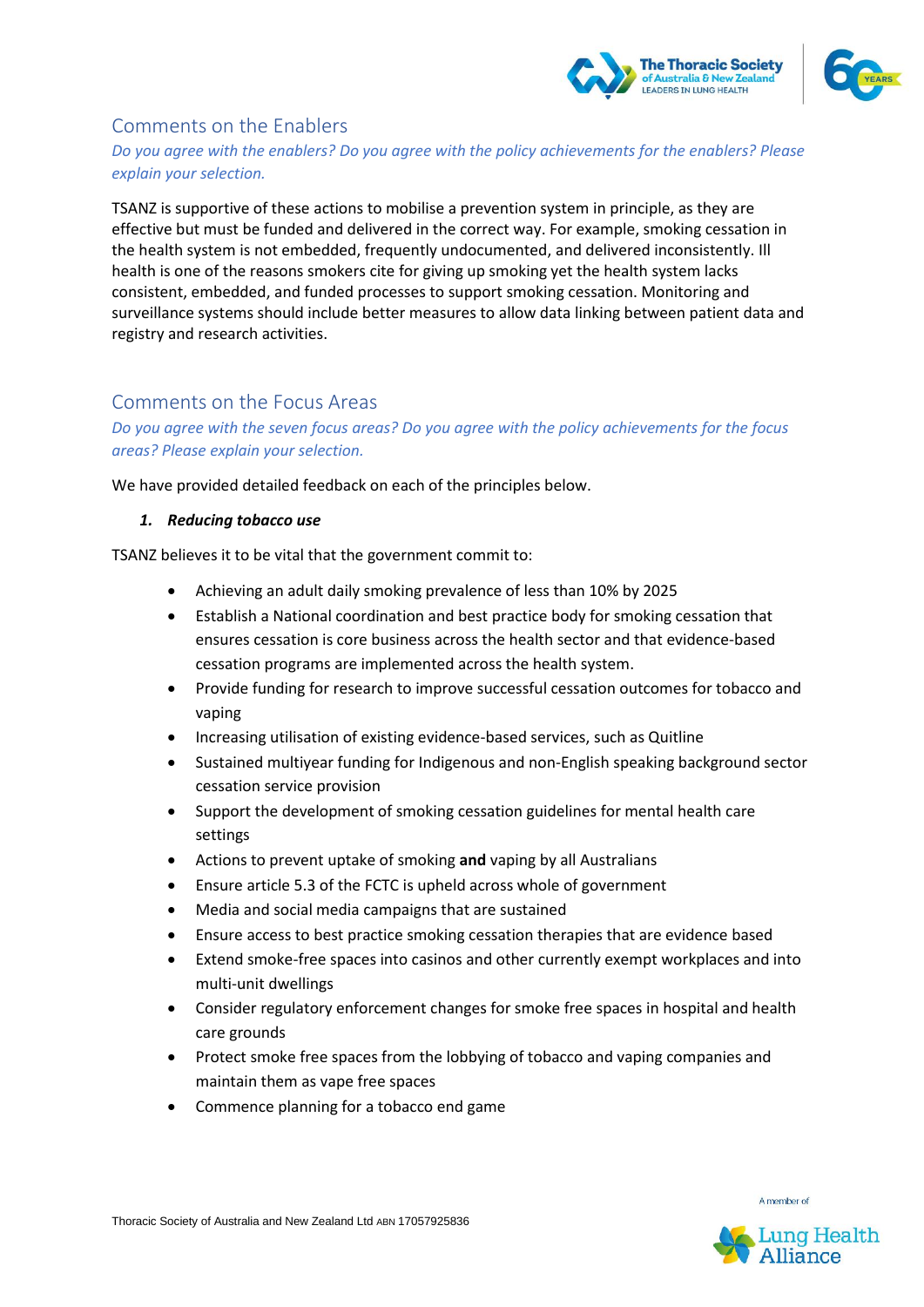## Comments on the Enablers

*Do you agree with the enablers? Do you agree with the policy achievements for the enablers? Please explain your selection.*

TSANZ is supportive of these actions to mobilise a prevention system in principle, as they are effective but must be funded and delivered in the correct way. For example, smoking cessation in the health system is not embedded, frequently undocumented, and delivered inconsistently. Ill health is one of the reasons smokers cite for giving up smoking yet the health system lacks consistent, embedded, and funded processes to support smoking cessation. Monitoring and surveillance systems should include better measures to allow data linking between patient data and registry and research activities.

## Comments on the Focus Areas

*Do you agree with the seven focus areas? Do you agree with the policy achievements for the focus areas? Please explain your selection.*

We have provided detailed feedback on each of the principles below.

1. ***Reducing tobacco use***

TSANZ believes it to be vital that the government commit to:

- Achieving an adult daily smoking prevalence of less than 10% by 2025
- Establish a National coordination and best practice body for smoking cessation that ensures cessation is core business across the health sector and that evidence-based cessation programs are implemented across the health system.
- Provide funding for research to improve successful cessation outcomes for tobacco and vaping
- Increasing utilisation of existing evidence-based services, such as Quitline
- Sustained multiyear funding for Indigenous and non-English speaking background sector cessation service provision
- Support the development of smoking cessation guidelines for mental health care settings
- Actions to prevent uptake of smoking **and** vaping by all Australians
- Ensure article 5.3 of the FCTC is upheld across whole of government
- Media and social media campaigns that are sustained
- Ensure access to best practice smoking cessation therapies that are evidence based
- Extend smoke-free spaces into casinos and other currently exempt workplaces and into multi-unit dwellings
- Consider regulatory enforcement changes for smoke free spaces in hospital and health care grounds
- Protect smoke free spaces from the lobbying of tobacco and vaping companies and maintain them as vape free spaces
- Commence planning for a tobacco end game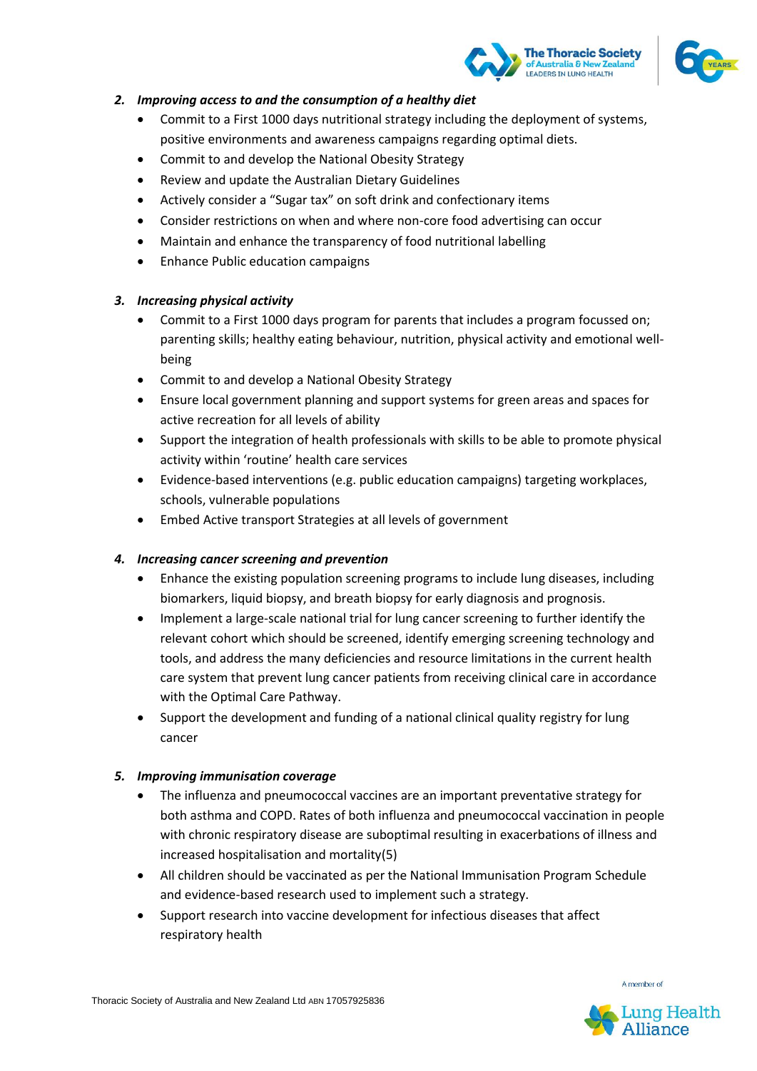2. ***Improving access to and the consumption of a healthy diet***
   - Commit to a First 1000 days nutritional strategy including the deployment of systems, positive environments and awareness campaigns regarding optimal diets.
   - Commit to and develop the National Obesity Strategy
   - Review and update the Australian Dietary Guidelines
   - Actively consider a "Sugar tax" on soft drink and confectionary items
   - Consider restrictions on when and where non-core food advertising can occur
   - Maintain and enhance the transparency of food nutritional labelling
   - Enhance Public education campaigns

3. ***Increasing physical activity***
   - Commit to a First 1000 days program for parents that includes a program focussed on; parenting skills; healthy eating behaviour, nutrition, physical activity and emotional well-being
   - Commit to and develop a National Obesity Strategy
   - Ensure local government planning and support systems for green areas and spaces for active recreation for all levels of ability
   - Support the integration of health professionals with skills to be able to promote physical activity within 'routine' health care services
   - Evidence-based interventions (e.g. public education campaigns) targeting workplaces, schools, vulnerable populations
   - Embed Active transport Strategies at all levels of government

4. ***Increasing cancer screening and prevention***
   - Enhance the existing population screening programs to include lung diseases, including biomarkers, liquid biopsy, and breath biopsy for early diagnosis and prognosis.
   - Implement a large-scale national trial for lung cancer screening to further identify the relevant cohort which should be screened, identify emerging screening technology and tools, and address the many deficiencies and resource limitations in the current health care system that prevent lung cancer patients from receiving clinical care in accordance with the Optimal Care Pathway.
   - Support the development and funding of a national clinical quality registry for lung cancer

5. ***Improving immunisation coverage***
   - The influenza and pneumococcal vaccines are an important preventative strategy for both asthma and COPD. Rates of both influenza and pneumococcal vaccination in people with chronic respiratory disease are suboptimal resulting in exacerbations of illness and increased hospitalisation and mortality(5)
   - All children should be vaccinated as per the National Immunisation Program Schedule and evidence-based research used to implement such a strategy.
   - Support research into vaccine development for infectious diseases that affect respiratory health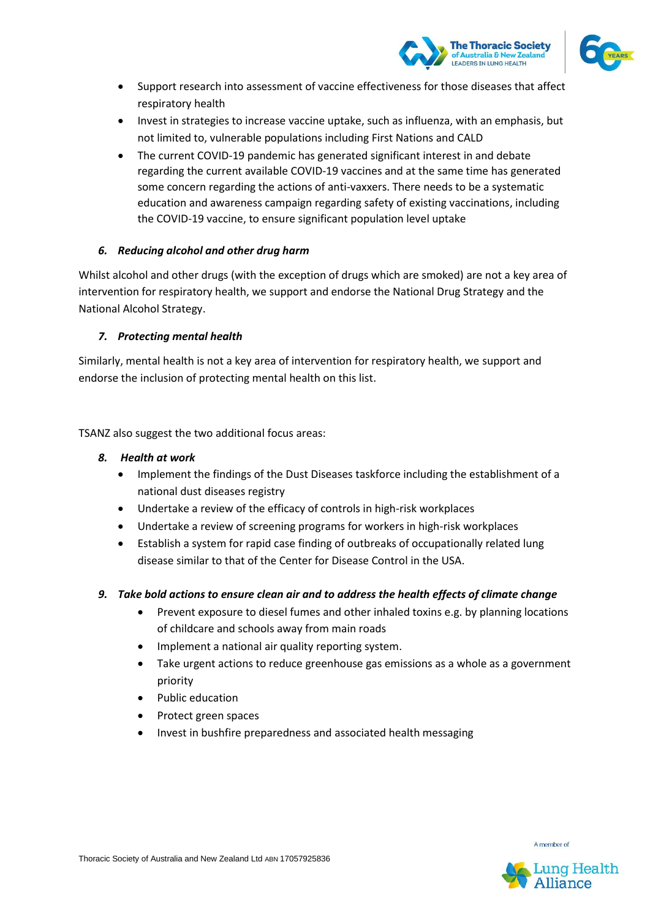- Support research into assessment of vaccine effectiveness for those diseases that affect respiratory health
- Invest in strategies to increase vaccine uptake, such as influenza, with an emphasis, but not limited to, vulnerable populations including First Nations and CALD
- The current COVID-19 pandemic has generated significant interest in and debate regarding the current available COVID-19 vaccines and at the same time has generated some concern regarding the actions of anti-vaxxers. There needs to be a systematic education and awareness campaign regarding safety of existing vaccinations, including the COVID-19 vaccine, to ensure significant population level uptake

### *6. Reducing alcohol and other drug harm*

Whilst alcohol and other drugs (with the exception of drugs which are smoked) are not a key area of intervention for respiratory health, we support and endorse the National Drug Strategy and the National Alcohol Strategy.

### *7. Protecting mental health*

Similarly, mental health is not a key area of intervention for respiratory health, we support and endorse the inclusion of protecting mental health on this list.

TSANZ also suggest the two additional focus areas:

### *8. Health at work*

- Implement the findings of the Dust Diseases taskforce including the establishment of a national dust diseases registry
- Undertake a review of the efficacy of controls in high-risk workplaces
- Undertake a review of screening programs for workers in high-risk workplaces
- Establish a system for rapid case finding of outbreaks of occupationally related lung disease similar to that of the Center for Disease Control in the USA.

### *9. Take bold actions to ensure clean air and to address the health effects of climate change*

- Prevent exposure to diesel fumes and other inhaled toxins e.g. by planning locations of childcare and schools away from main roads
- Implement a national air quality reporting system.
- Take urgent actions to reduce greenhouse gas emissions as a whole as a government priority
- Public education
- Protect green spaces
- Invest in bushfire preparedness and associated health messaging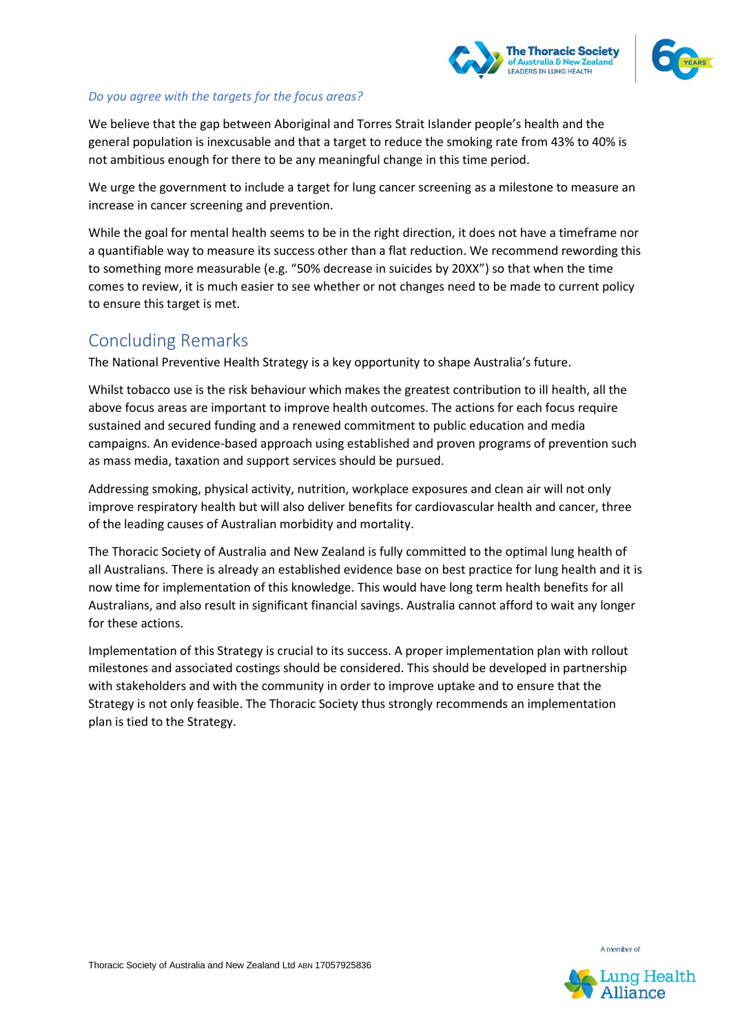*Do you agree with the targets for the focus areas?*

We believe that the gap between Aboriginal and Torres Strait Islander people's health and the general population is inexcusable and that a target to reduce the smoking rate from 43% to 40% is not ambitious enough for there to be any meaningful change in this time period.

We urge the government to include a target for lung cancer screening as a milestone to measure an increase in cancer screening and prevention.

While the goal for mental health seems to be in the right direction, it does not have a timeframe nor a quantifiable way to measure its success other than a flat reduction. We recommend rewording this to something more measurable (e.g. "50% decrease in suicides by 20XX") so that when the time comes to review, it is much easier to see whether or not changes need to be made to current policy to ensure this target is met.

## Concluding Remarks

The National Preventive Health Strategy is a key opportunity to shape Australia's future.

Whilst tobacco use is the risk behaviour which makes the greatest contribution to ill health, all the above focus areas are important to improve health outcomes. The actions for each focus require sustained and secured funding and a renewed commitment to public education and media campaigns. An evidence-based approach using established and proven programs of prevention such as mass media, taxation and support services should be pursued.

Addressing smoking, physical activity, nutrition, workplace exposures and clean air will not only improve respiratory health but will also deliver benefits for cardiovascular health and cancer, three of the leading causes of Australian morbidity and mortality.

The Thoracic Society of Australia and New Zealand is fully committed to the optimal lung health of all Australians. There is already an established evidence base on best practice for lung health and it is now time for implementation of this knowledge. This would have long term health benefits for all Australians, and also result in significant financial savings. Australia cannot afford to wait any longer for these actions.

Implementation of this Strategy is crucial to its success. A proper implementation plan with rollout milestones and associated costings should be considered. This should be developed in partnership with stakeholders and with the community in order to improve uptake and to ensure that the Strategy is not only feasible. The Thoracic Society thus strongly recommends an implementation plan is tied to the Strategy.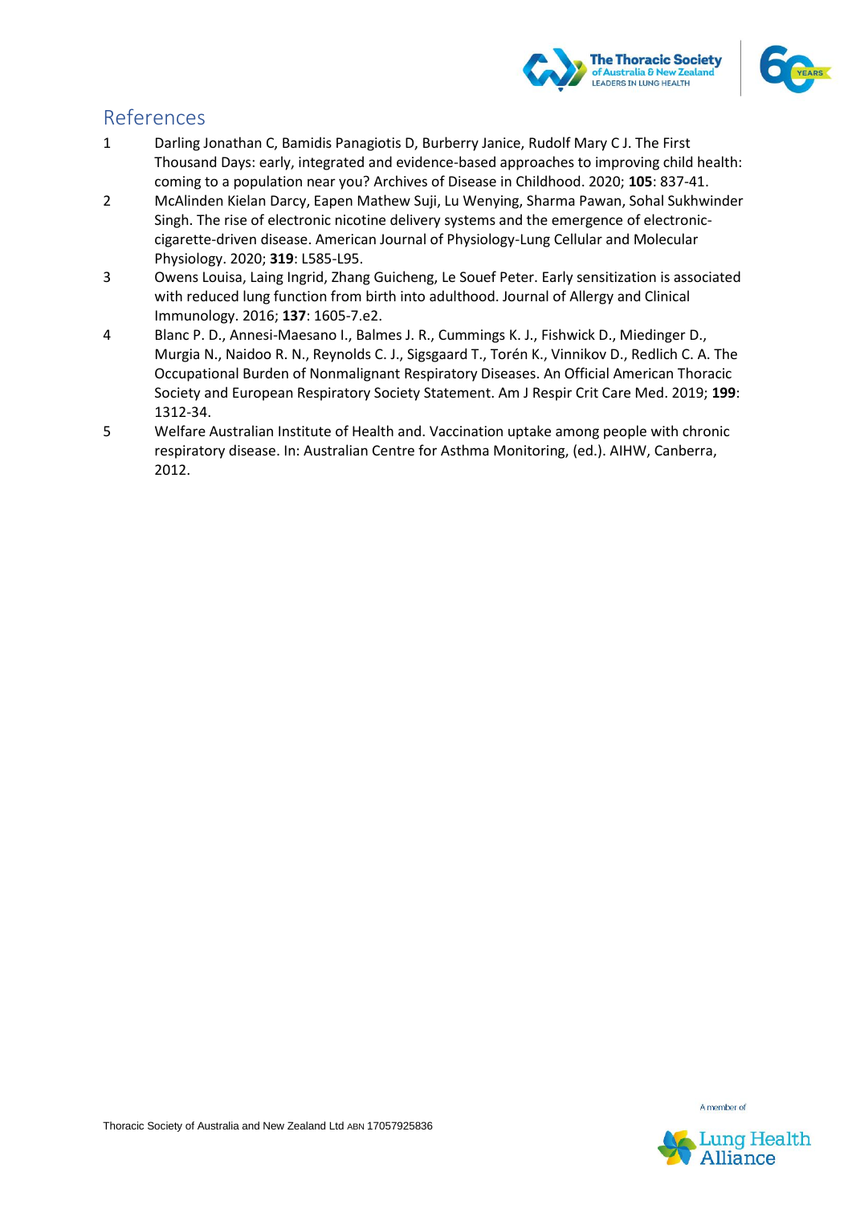## References

1. Darling Jonathan C, Bamidis Panagiotis D, Burberry Janice, Rudolf Mary C J. The First Thousand Days: early, integrated and evidence-based approaches to improving child health: coming to a population near you? Archives of Disease in Childhood. 2020; **105**: 837-41.
2. McAlinden Kielan Darcy, Eapen Mathew Suji, Lu Wenying, Sharma Pawan, Sohal Sukhwinder Singh. The rise of electronic nicotine delivery systems and the emergence of electronic-cigarette-driven disease. American Journal of Physiology-Lung Cellular and Molecular Physiology. 2020; **319**: L585-L95.
3. Owens Louisa, Laing Ingrid, Zhang Guicheng, Le Souef Peter. Early sensitization is associated with reduced lung function from birth into adulthood. Journal of Allergy and Clinical Immunology. 2016; **137**: 1605-7.e2.
4. Blanc P. D., Annesi-Maesano I., Balmes J. R., Cummings K. J., Fishwick D., Miedinger D., Murgia N., Naidoo R. N., Reynolds C. J., Sigsgaard T., Torén K., Vinnikov D., Redlich C. A. The Occupational Burden of Nonmalignant Respiratory Diseases. An Official American Thoracic Society and European Respiratory Society Statement. Am J Respir Crit Care Med. 2019; **199**: 1312-34.
5. Welfare Australian Institute of Health and. Vaccination uptake among people with chronic respiratory disease. In: Australian Centre for Asthma Monitoring, (ed.). AIHW, Canberra, 2012.